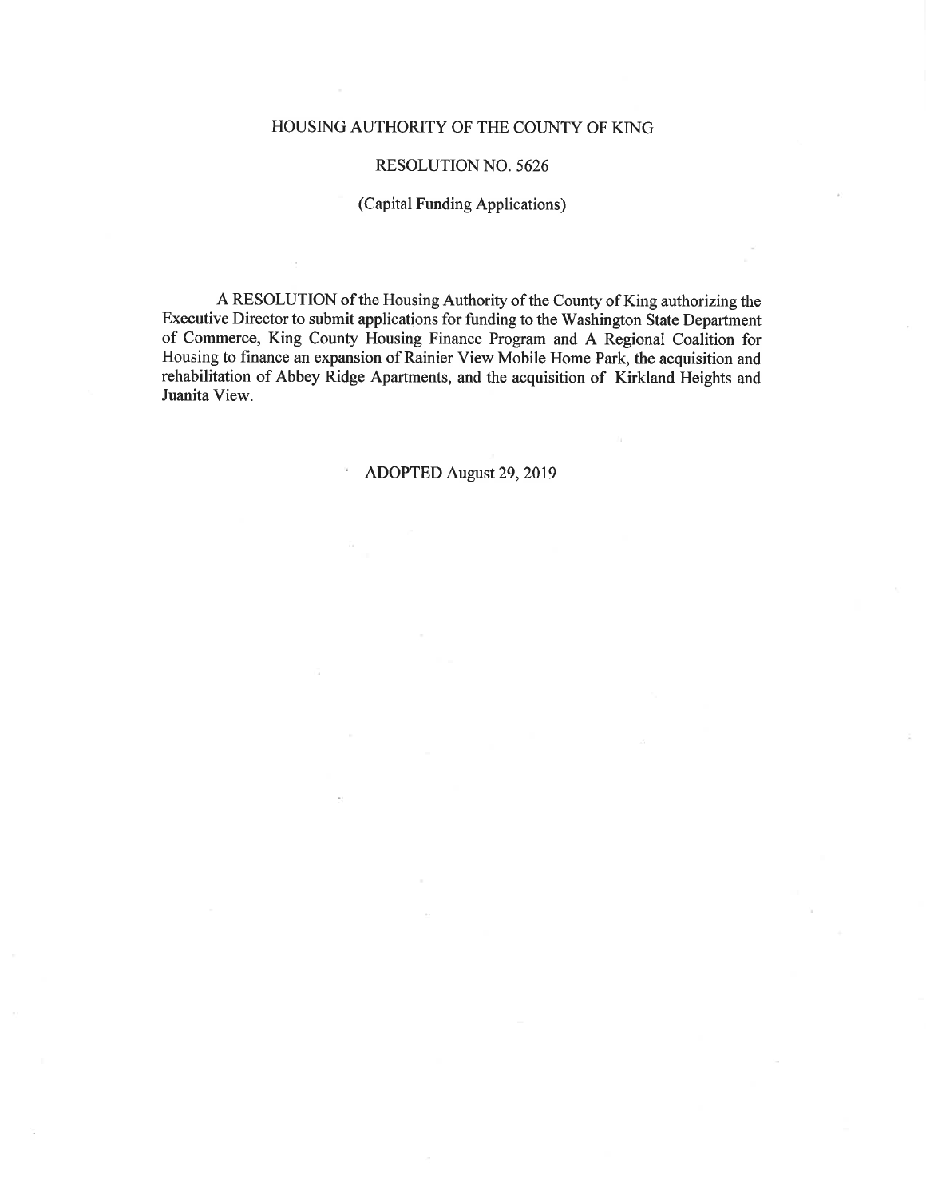# HOUSING AUTHORITY OF THE COUNTY OF KING

## RESOLUTION NO. 5626

(Capital Funding Applications)

A RESOLUTION of the Housing Authority of the County of King authorizing the Executive Director to submit applications for funding to the Washington State Department of Commerce, King County Housing Finance Program and A Regional Coalition for Housing to finance an expansion of Rainier View Mobile Home Park, the acquisition and rehabilitation of Abbey Ridge Apartments, and the acquisition of Kirkland Heights and Juanita View.

ADOPTED August 29, 2019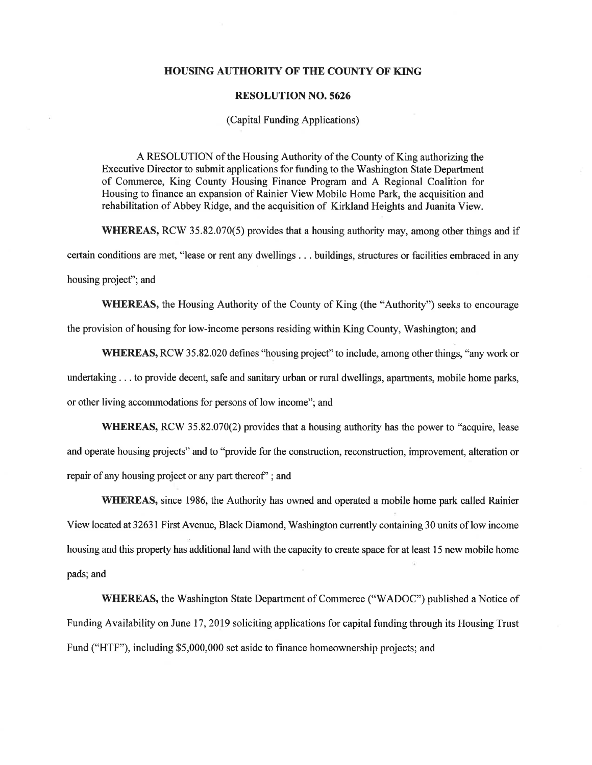# HOUSING AUTHORITY OF THE COUNTY OF KING

## RESOLUTION NO. 5626

(Capital Funding Applications)

A RESOLUTION of the Housing Authority of the County of King authorizing the Executive Director to submit applications for funding to the Washington State Department of Commerce, King County Housing Finance Program and A Regional Coalition for Housing to finance an expansion of Rainier View Mobile Home Park, the acquisition and rehabilitation of Abbey Ridge, and the acquisition of Kirkland Heights and Juanita View.

**WHEREAS,** RCW 35.82.070(5) provides that a housing authority may, among other things and if certain conditions are met, "lease or rent any dwellings . . . buildings, structures or facilities embraced in any housing project"; and

**WHEREAS,** the Housing Authority of the County of King (the "Authority") seeks to encourage the provision of housing for low-income persons residing within King County, Washington; and

**WHEREAS,** RCW 35.82.020 defines "housing project" to include, among other things, "any work or undertaking . . . to provide decent, safe and sanitary urban or rural dwellings, apartments, mobile home parks, or other living accommodations for persons of low income"; and

**WHEREAS,** RCW 35.82.070(2) provides that a housing authority has the power to "acquire, lease and operate housing projects" and to "provide for the construction, reconstruction, improvement, alteration or repair of any housing project or any part thereof" ; and

**WHEREAS,** since 1986, the Authority has owned and operated a mobile home park called Rainier View located at 32631 First Avenue, Black Diamond, Washington currently containing 30 units of low income housing and this property has additional land with the capacity to create space for at least 15 new mobile home pads; and

**WHEREAS,** the Washington State Department of Commerce ("WADOC") published a Notice of Funding Availability on June 17, 2019 soliciting applications for capital funding through its Housing Trust Fund ("HTF"), including $5,000,000 set aside to finance homeownership projects; and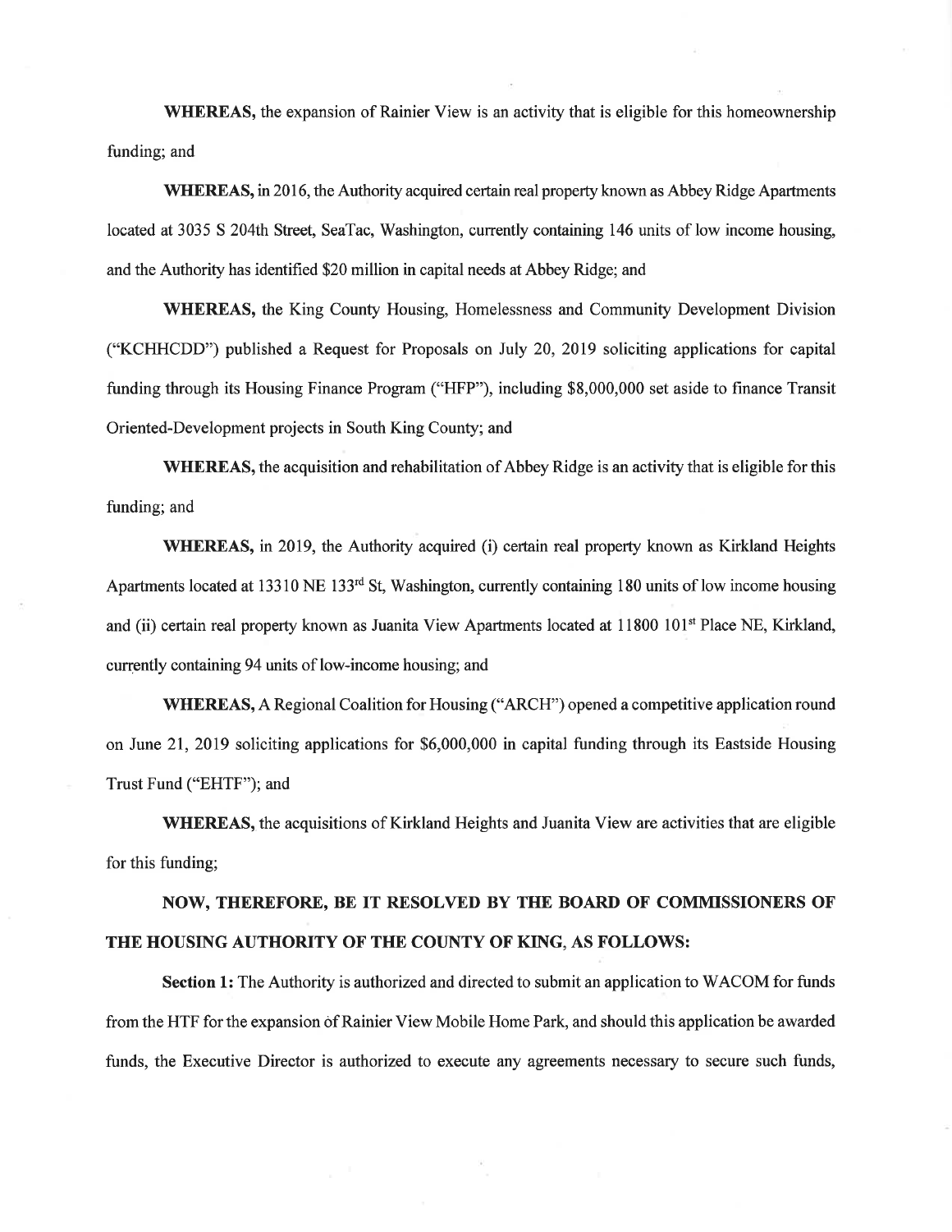**WHEREAS,** the expansion of Rainier View is an activity that is eligible for this homeownership funding; and

**WHEREAS,** in 2016, the Authority acquired certain real property known as Abbey Ridge Apartments located at 3035 S 204th Street, SeaTac, Washington, currently containing 146 units of low income housing, and the Authority has identified $20 million in capital needs at Abbey Ridge; and

**WHEREAS,** the King County Housing, Homelessness and Community Development Division ("KCHHCDD") published a Request for Proposals on July 20, 2019 soliciting applications for capital funding through its Housing Finance Program ("HFP"), including $8,000,000 set aside to finance Transit Oriented-Development projects in South King County; and

**WHEREAS,** the acquisition and rehabilitation of Abbey Ridge is an activity that is eligible for this funding; and

**WHEREAS,** in 2019, the Authority acquired (i) certain real property known as Kirkland Heights Apartments located at 13310 NE 133rd St, Washington, currently containing 180 units of low income housing and (ii) certain real property known as Juanita View Apartments located at 11800 101st Place NE, Kirkland, currently containing 94 units of low-income housing; and

**WHEREAS,** A Regional Coalition for Housing ("ARCH") opened a competitive application round on June 21, 2019 soliciting applications for $6,000,000 in capital funding through its Eastside Housing Trust Fund ("EHTF"); and

**WHEREAS,** the acquisitions of Kirkland Heights and Juanita View are activities that are eligible for this funding;

**NOW, THEREFORE, BE IT RESOLVED BY THE BOARD OF COMMISSIONERS OF THE HOUSING AUTHORITY OF THE COUNTY OF KING, AS FOLLOWS:**

**Section 1:** The Authority is authorized and directed to submit an application to WACOM for funds from the HTF for the expansion of Rainier View Mobile Home Park, and should this application be awarded funds, the Executive Director is authorized to execute any agreements necessary to secure such funds,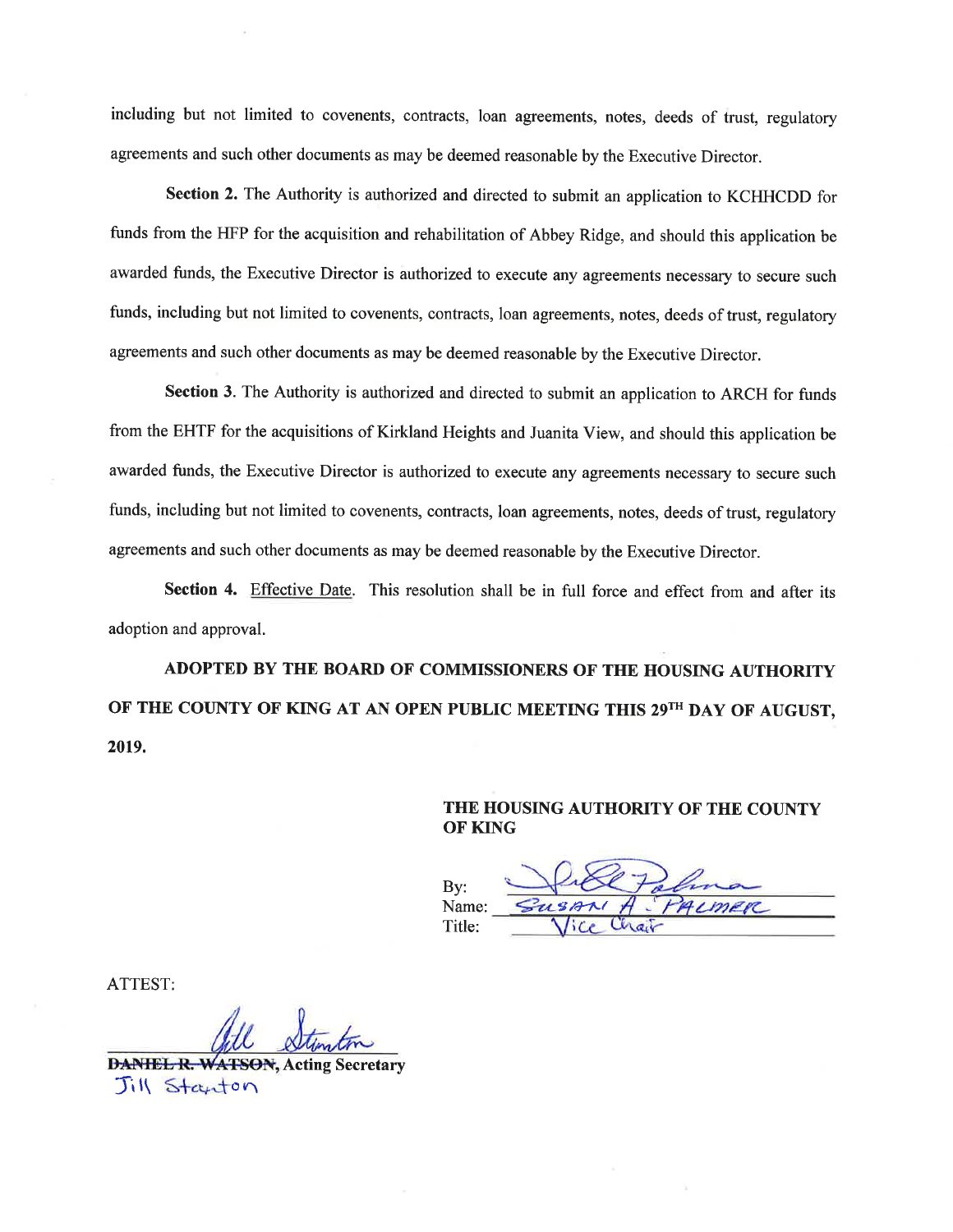including but not limited to covenents, contracts, loan agreements, notes, deeds of trust, regulatory agreements and such other documents as may be deemed reasonable by the Executive Director.

**Section 2.** The Authority is authorized and directed to submit an application to KCHHCDD for funds from the HFP for the acquisition and rehabilitation of Abbey Ridge, and should this application be awarded funds, the Executive Director is authorized to execute any agreements necessary to secure such funds, including but not limited to covenents, contracts, loan agreements, notes, deeds of trust, regulatory agreements and such other documents as may be deemed reasonable by the Executive Director.

**Section 3**. The Authority is authorized and directed to submit an application to ARCH for funds from the EHTF for the acquisitions of Kirkland Heights and Juanita View, and should this application be awarded funds, the Executive Director is authorized to execute any agreements necessary to secure such funds, including but not limited to covenents, contracts, loan agreements, notes, deeds of trust, regulatory agreements and such other documents as may be deemed reasonable by the Executive Director.

**Section 4.** Effective Date. This resolution shall be in full force and effect from and after its adoption and approval.

**ADOPTED BY THE BOARD OF COMMISSIONERS OF THE HOUSING AUTHORITY OF THE COUNTY OF KING AT AN OPEN PUBLIC MEETING THIS 29TH DAY OF AUGUST, 2019.**

**THE HOUSING AUTHORITY OF THE COUNTY OF KING**

By: [signature]
Name: Susan A. Palmer
Title: Vice Chair

ATTEST:

[signature]
~~DANIEL R. WATSON~~, **Acting Secretary**
Jill Stanton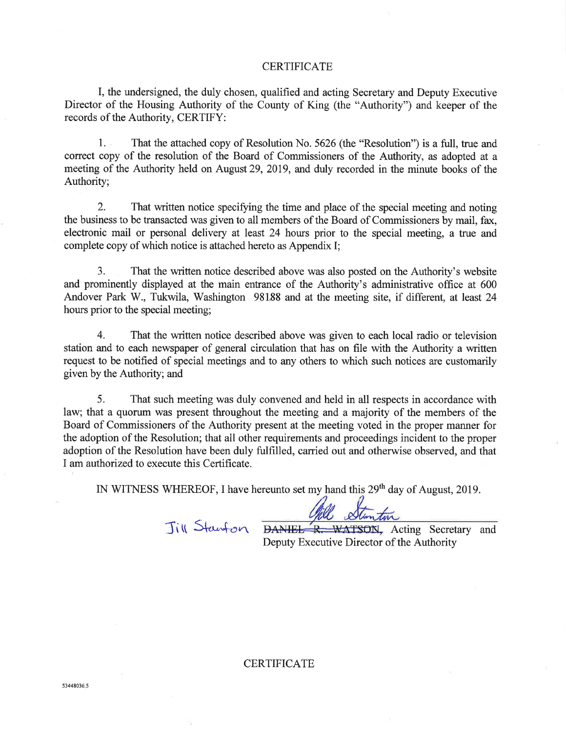# CERTIFICATE

I, the undersigned, the duly chosen, qualified and acting Secretary and Deputy Executive Director of the Housing Authority of the County of King (the "Authority") and keeper of the records of the Authority, CERTIFY:

1. That the attached copy of Resolution No. 5626 (the "Resolution") is a full, true and correct copy of the resolution of the Board of Commissioners of the Authority, as adopted at a meeting of the Authority held on August 29, 2019, and duly recorded in the minute books of the Authority;

2. That written notice specifying the time and place of the special meeting and noting the business to be transacted was given to all members of the Board of Commissioners by mail, fax, electronic mail or personal delivery at least 24 hours prior to the special meeting, a true and complete copy of which notice is attached hereto as Appendix I;

3. That the written notice described above was also posted on the Authority's website and prominently displayed at the main entrance of the Authority's administrative office at 600 Andover Park W., Tukwila, Washington 98188 and at the meeting site, if different, at least 24 hours prior to the special meeting;

4. That the written notice described above was given to each local radio or television station and to each newspaper of general circulation that has on file with the Authority a written request to be notified of special meetings and to any others to which such notices are customarily given by the Authority; and

5. That such meeting was duly convened and held in all respects in accordance with law; that a quorum was present throughout the meeting and a majority of the members of the Board of Commissioners of the Authority present at the meeting voted in the proper manner for the adoption of the Resolution; that all other requirements and proceedings incident to the proper adoption of the Resolution have been duly fulfilled, carried out and otherwise observed, and that I am authorized to execute this Certificate.

IN WITNESS WHEREOF, I have hereunto set my hand this 29th day of August, 2019.

Jill Stanton

~~DANIEL R. WATSON,~~ Acting Secretary and Deputy Executive Director of the Authority

CERTIFICATE

53448036.5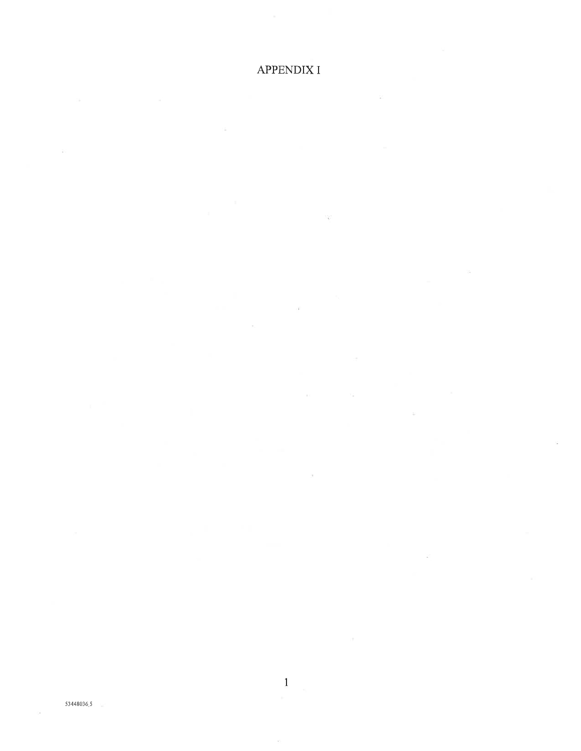# APPENDIX I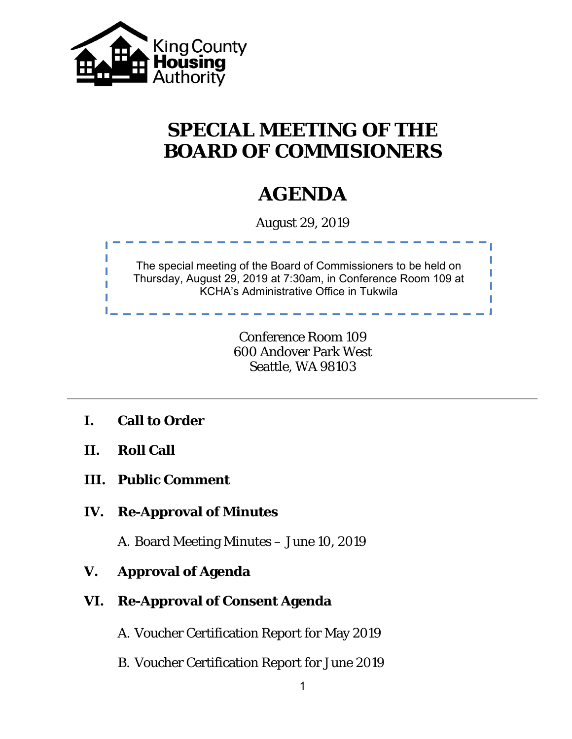King County Housing Authority

# SPECIAL MEETING OF THE BOARD OF COMMISIONERS

# AGENDA

August 29, 2019

The special meeting of the Board of Commissioners to be held on Thursday, August 29, 2019 at 7:30am, in Conference Room 109 at KCHA's Administrative Office in Tukwila

Conference Room 109
600 Andover Park West
Seattle, WA 98103

---

**I. Call to Order**

**II. Roll Call**

**III. Public Comment**

**IV. Re-Approval of Minutes**

A. Board Meeting Minutes – June 10, 2019

**V. Approval of Agenda**

**VI. Re-Approval of Consent Agenda**

A. Voucher Certification Report for May 2019

B. Voucher Certification Report for June 2019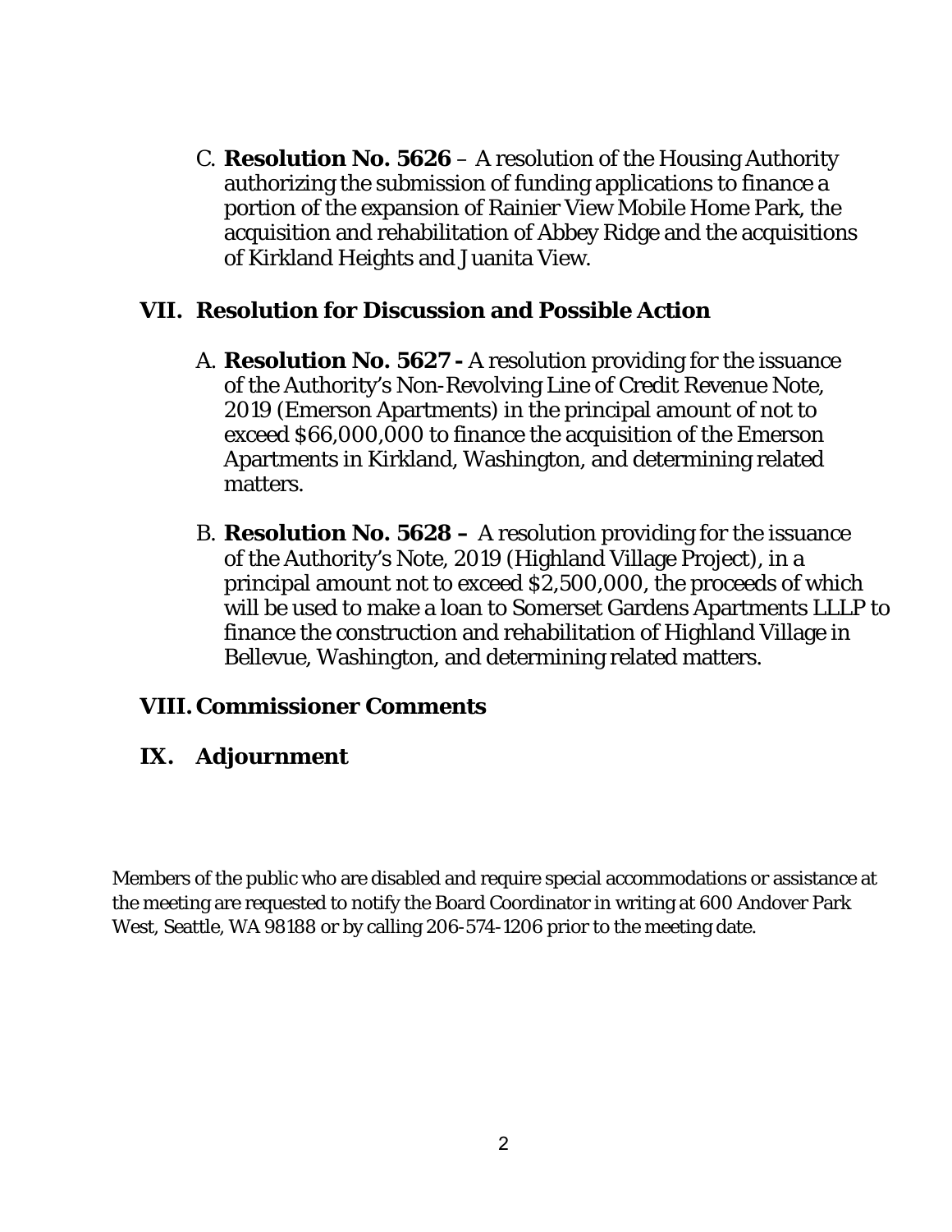C. **Resolution No. 5626** – A resolution of the Housing Authority authorizing the submission of funding applications to finance a portion of the expansion of Rainier View Mobile Home Park, the acquisition and rehabilitation of Abbey Ridge and the acquisitions of Kirkland Heights and Juanita View.

## VII. Resolution for Discussion and Possible Action

A. **Resolution No. 5627 -** A resolution providing for the issuance of the Authority's Non-Revolving Line of Credit Revenue Note, 2019 (Emerson Apartments) in the principal amount of not to exceed $66,000,000 to finance the acquisition of the Emerson Apartments in Kirkland, Washington, and determining related matters.

B. **Resolution No. 5628 –** A resolution providing for the issuance of the Authority's Note, 2019 (Highland Village Project), in a principal amount not to exceed $2,500,000, the proceeds of which will be used to make a loan to Somerset Gardens Apartments LLLP to finance the construction and rehabilitation of Highland Village in Bellevue, Washington, and determining related matters.

## VIII. Commissioner Comments

## IX. Adjournment

Members of the public who are disabled and require special accommodations or assistance at the meeting are requested to notify the Board Coordinator in writing at 600 Andover Park West, Seattle, WA 98188 or by calling 206-574-1206 prior to the meeting date.